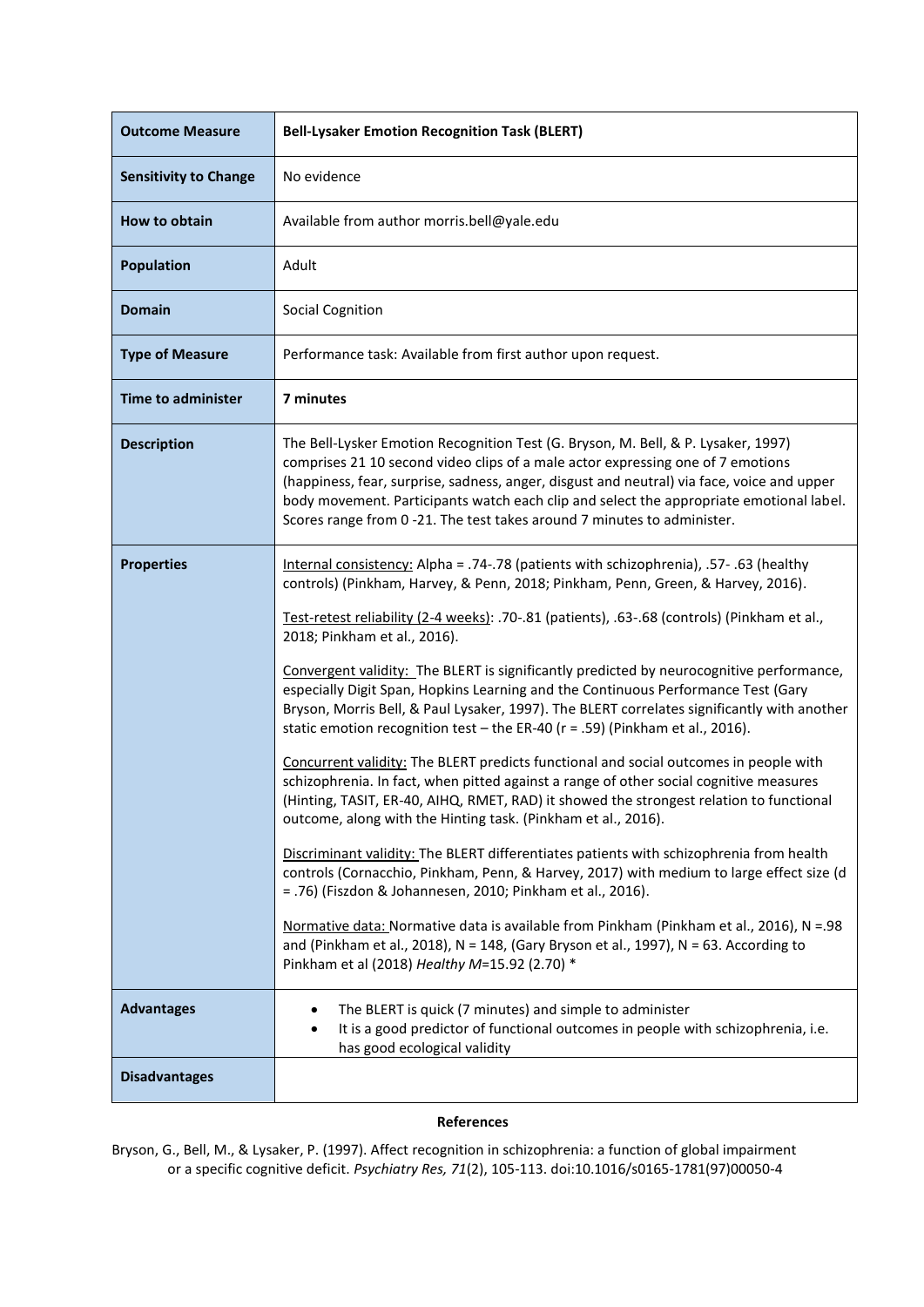| Outcome Measure | Bell-Lysaker Emotion Recognition Task (BLERT) |
|---|---|
| **Sensitivity to Change** | No evidence |
| **How to obtain** | Available from author morris.bell@yale.edu |
| **Population** | Adult |
| **Domain** | Social Cognition |
| **Type of Measure** | Performance task: Available from first author upon request. |
| **Time to administer** | **7 minutes** |
| **Description** | The Bell-Lysker Emotion Recognition Test (G. Bryson, M. Bell, & P. Lysaker, 1997) comprises 21 10 second video clips of a male actor expressing one of 7 emotions (happiness, fear, surprise, sadness, anger, disgust and neutral) via face, voice and upper body movement. Participants watch each clip and select the appropriate emotional label. Scores range from 0 -21. The test takes around 7 minutes to administer. |
| **Properties** | Internal consistency: Alpha = .74-.78 (patients with schizophrenia), .57- .63 (healthy controls) (Pinkham, Harvey, & Penn, 2018; Pinkham, Penn, Green, & Harvey, 2016).<br><br>Test-retest reliability (2-4 weeks): .70-.81 (patients), .63-.68 (controls) (Pinkham et al., 2018; Pinkham et al., 2016).<br><br>Convergent validity: The BLERT is significantly predicted by neurocognitive performance, especially Digit Span, Hopkins Learning and the Continuous Performance Test (Gary Bryson, Morris Bell, & Paul Lysaker, 1997). The BLERT correlates significantly with another static emotion recognition test – the ER-40 (r = .59) (Pinkham et al., 2016).<br><br>Concurrent validity: The BLERT predicts functional and social outcomes in people with schizophrenia. In fact, when pitted against a range of other social cognitive measures (Hinting, TASIT, ER-40, AIHQ, RMET, RAD) it showed the strongest relation to functional outcome, along with the Hinting task. (Pinkham et al., 2016).<br><br>Discriminant validity: The BLERT differentiates patients with schizophrenia from health controls (Cornacchio, Pinkham, Penn, & Harvey, 2017) with medium to large effect size (d = .76) (Fiszdon & Johannesen, 2010; Pinkham et al., 2016).<br><br>Normative data: Normative data is available from Pinkham (Pinkham et al., 2016), N =.98 and (Pinkham et al., 2018), N = 148, (Gary Bryson et al., 1997), N = 63. According to Pinkham et al (2018) *Healthy M*=15.92 (2.70) * |
| **Advantages** | • The BLERT is quick (7 minutes) and simple to administer<br>• It is a good predictor of functional outcomes in people with schizophrenia, i.e. has good ecological validity |
| **Disadvantages** | |

**References**

Bryson, G., Bell, M., & Lysaker, P. (1997). Affect recognition in schizophrenia: a function of global impairment or a specific cognitive deficit. *Psychiatry Res, 71*(2), 105-113. doi:10.1016/s0165-1781(97)00050-4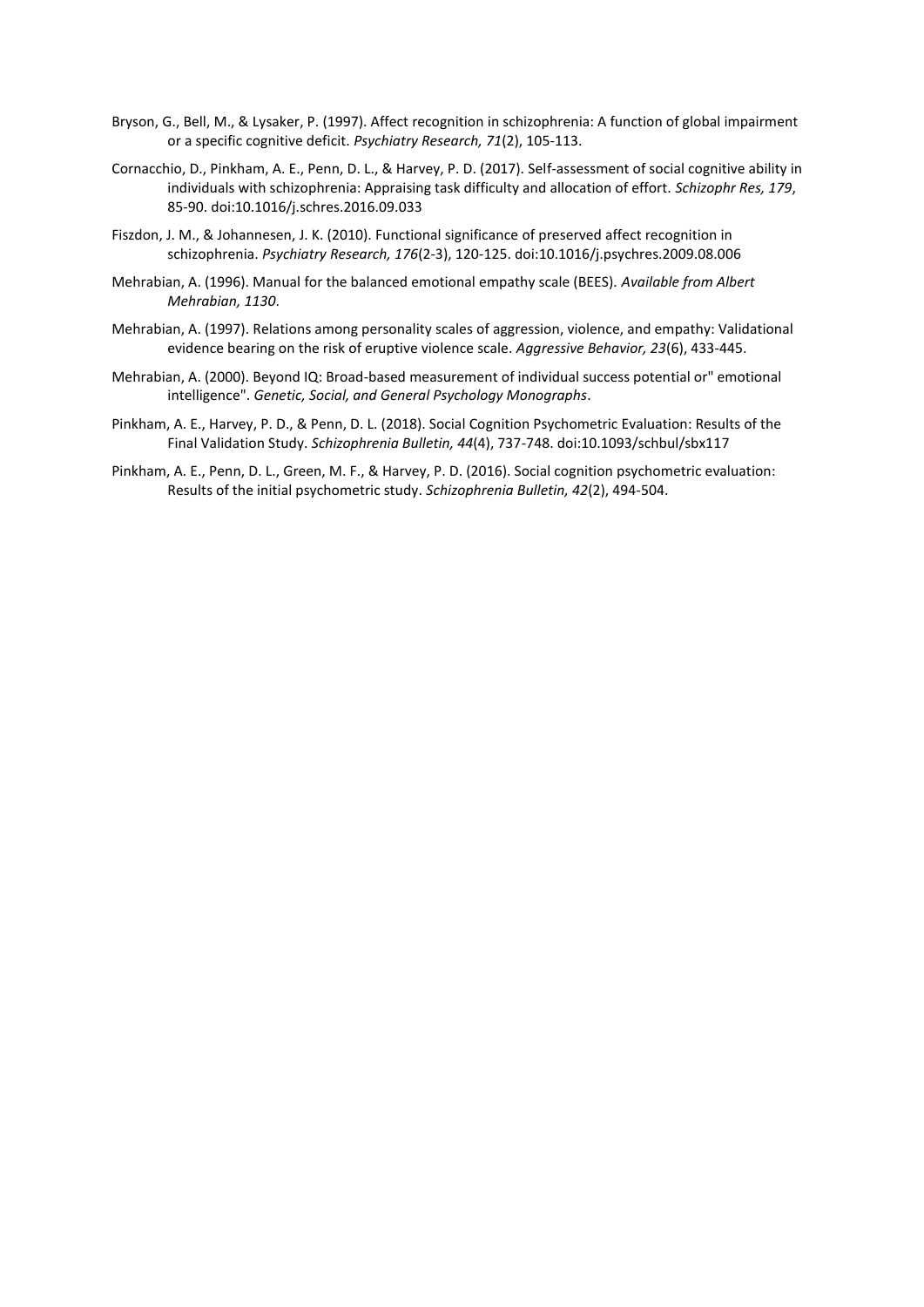Bryson, G., Bell, M., & Lysaker, P. (1997). Affect recognition in schizophrenia: A function of global impairment or a specific cognitive deficit. *Psychiatry Research, 71*(2), 105-113.

Cornacchio, D., Pinkham, A. E., Penn, D. L., & Harvey, P. D. (2017). Self-assessment of social cognitive ability in individuals with schizophrenia: Appraising task difficulty and allocation of effort. *Schizophr Res, 179*, 85-90. doi:10.1016/j.schres.2016.09.033

Fiszdon, J. M., & Johannesen, J. K. (2010). Functional significance of preserved affect recognition in schizophrenia. *Psychiatry Research, 176*(2-3), 120-125. doi:10.1016/j.psychres.2009.08.006

Mehrabian, A. (1996). Manual for the balanced emotional empathy scale (BEES). *Available from Albert Mehrabian, 1130*.

Mehrabian, A. (1997). Relations among personality scales of aggression, violence, and empathy: Validational evidence bearing on the risk of eruptive violence scale. *Aggressive Behavior, 23*(6), 433-445.

Mehrabian, A. (2000). Beyond IQ: Broad-based measurement of individual success potential or" emotional intelligence". *Genetic, Social, and General Psychology Monographs*.

Pinkham, A. E., Harvey, P. D., & Penn, D. L. (2018). Social Cognition Psychometric Evaluation: Results of the Final Validation Study. *Schizophrenia Bulletin, 44*(4), 737-748. doi:10.1093/schbul/sbx117

Pinkham, A. E., Penn, D. L., Green, M. F., & Harvey, P. D. (2016). Social cognition psychometric evaluation: Results of the initial psychometric study. *Schizophrenia Bulletin, 42*(2), 494-504.